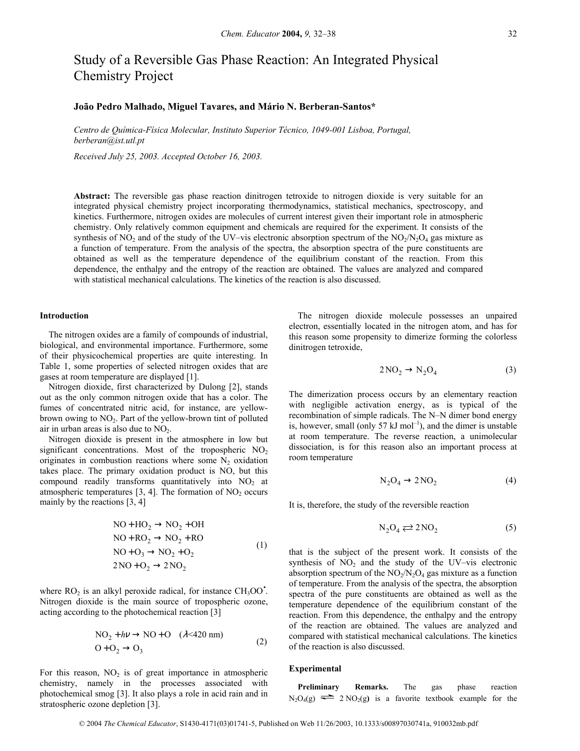# Study of a Reversible Gas Phase Reaction: An Integrated Physical Chemistry Project

**João Pedro Malhado, Miguel Tavares, and Mário N. Berberan-Santos***

*Centro de Química-Física Molecular, Instituto Superior Técnico, 1049-001 Lisboa, Portugal, berberan@ist.utl.pt*

*Received July 25, 2003. Accepted October 16, 2003.*

**Abstract:** The reversible gas phase reaction dinitrogen tetroxide to nitrogen dioxide is very suitable for an integrated physical chemistry project incorporating thermodynamics, statistical mechanics, spectroscopy, and kinetics. Furthermore, nitrogen oxides are molecules of current interest given their important role in atmospheric chemistry. Only relatively common equipment and chemicals are required for the experiment. It consists of the synthesis of $NO_2$ and of the study of the UV–vis electronic absorption spectrum of the $NO_2/N_2O_4$ gas mixture as a function of temperature. From the analysis of the spectra, the absorption spectra of the pure constituents are obtained as well as the temperature dependence of the equilibrium constant of the reaction. From this dependence, the enthalpy and the entropy of the reaction are obtained. The values are analyzed and compared with statistical mechanical calculations. The kinetics of the reaction is also discussed.

## Introduction

The nitrogen oxides are a family of compounds of industrial, biological, and environmental importance. Furthermore, some of their physicochemical properties are quite interesting. In Table 1, some properties of selected nitrogen oxides that are gases at room temperature are displayed [1].

Nitrogen dioxide, first characterized by Dulong [2], stands out as the only common nitrogen oxide that has a color. The fumes of concentrated nitric acid, for instance, are yellow-brown owing to $NO_2$. Part of the yellow-brown tint of polluted air in urban areas is also due to $NO_2$.

Nitrogen dioxide is present in the atmosphere in low but significant concentrations. Most of the tropospheric $NO_2$ originates in combustion reactions where some $N_2$ oxidation takes place. The primary oxidation product is NO, but this compound readily transforms quantitatively into $NO_2$ at atmospheric temperatures [3, 4]. The formation of $NO_2$ occurs mainly by the reactions [3, 4]

$$
\begin{aligned}
&NO + HO_2 \rightarrow NO_2 + OH \\
&NO + RO_2 \rightarrow NO_2 + RO \\
&NO + O_3 \rightarrow NO_2 + O_2 \\
&2\,NO + O_2 \rightarrow 2\,NO_2
\end{aligned}
\qquad (1)
$$

where $RO_2$ is an alkyl peroxide radical, for instance $CH_3OO^\bullet$. Nitrogen dioxide is the main source of tropospheric ozone, acting according to the photochemical reaction [3]

$$
\begin{aligned}
&NO_2 + h\nu \rightarrow NO + O \quad (\lambda < 420 \text{ nm}) \\
&O + O_2 \rightarrow O_3
\end{aligned}
\qquad (2)
$$

For this reason, $NO_2$ is of great importance in atmospheric chemistry, namely in the processes associated with photochemical smog [3]. It also plays a role in acid rain and in stratospheric ozone depletion [3].

The nitrogen dioxide molecule possesses an unpaired electron, essentially located in the nitrogen atom, and has for this reason some propensity to dimerize forming the colorless dinitrogen tetroxide,

$$2\,NO_2 \rightarrow N_2O_4 \qquad (3)$$

The dimerization process occurs by an elementary reaction with negligible activation energy, as is typical of the recombination of simple radicals. The N–N dimer bond energy is, however, small (only 57 kJ mol$^{-1}$), and the dimer is unstable at room temperature. The reverse reaction, a unimolecular dissociation, is for this reason also an important process at room temperature

$$N_2O_4 \rightarrow 2\,NO_2 \qquad (4)$$

It is, therefore, the study of the reversible reaction

$$N_2O_4 \rightleftarrows 2\,NO_2 \qquad (5)$$

that is the subject of the present work. It consists of the synthesis of $NO_2$ and the study of the UV–vis electronic absorption spectrum of the $NO_2/N_2O_4$ gas mixture as a function of temperature. From the analysis of the spectra, the absorption spectra of the pure constituents are obtained as well as the temperature dependence of the equilibrium constant of the reaction. From this dependence, the enthalpy and the entropy of the reaction are obtained. The values are analyzed and compared with statistical mechanical calculations. The kinetics of the reaction is also discussed.

## Experimental

**Preliminary Remarks.** The gas phase reaction $N_2O_4(g) \rightleftharpoons 2\,NO_2(g)$ is a favorite textbook example for the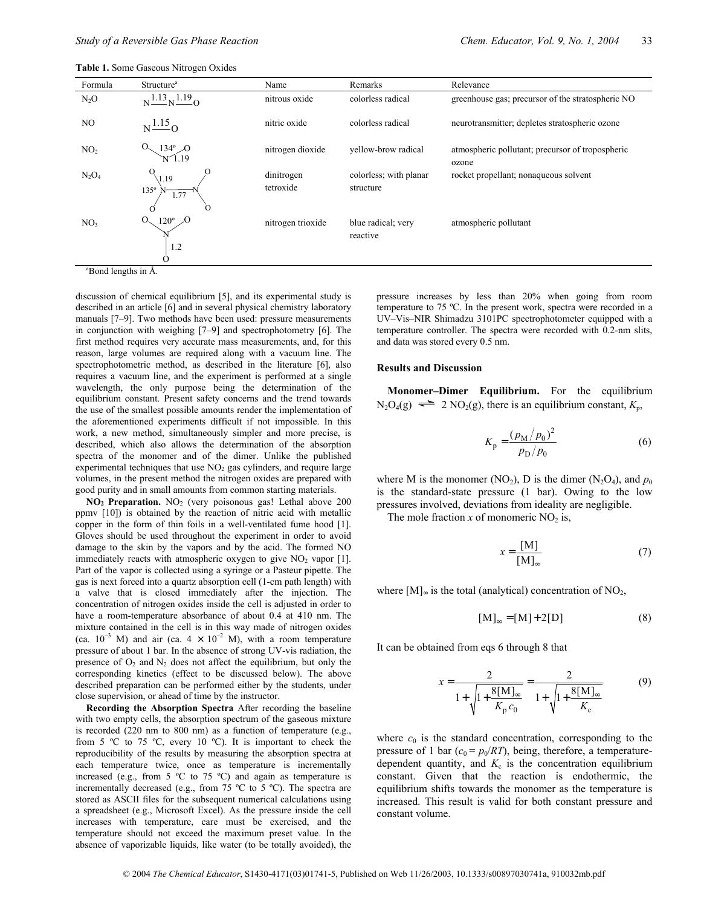**Table 1.** Some Gaseous Nitrogen Oxides

| Formula | Structure[a] | Name | Remarks | Relevance |
|---|---|---|---|---|
| $N_2O$ | N —1.13— N —1.19— O | nitrous oxide | colorless radical | greenhouse gas; precursor of the stratospheric NO |
| NO | N —1.15— O | nitric oxide | colorless radical | neurotransmitter; depletes stratospheric ozone |
| $NO_2$ | O–N–O, 134º, 1.19 | nitrogen dioxide | yellow-brow radical | atmospheric pollutant; precursor of tropospheric ozone |
| $N_2O_4$ | $O_2N$–$NO_2$, 1.19, 135º, 1.77 | dinitrogen tetroxide | colorless; with planar structure | rocket propellant; nonaqueous solvent |
| $NO_3$ | O–N(–O)–O, 120º, 1.2 | nitrogen trioxide | blue radical; very reactive | atmospheric pollutant |

[a]Bond lengths in Å.

discussion of chemical equilibrium [5], and its experimental study is described in an article [6] and in several physical chemistry laboratory manuals [7–9]. Two methods have been used: pressure measurements in conjunction with weighing [7–9] and spectrophotometry [6]. The first method requires very accurate mass measurements, and, for this reason, large volumes are required along with a vacuum line. The spectrophotometric method, as described in the literature [6], also requires a vacuum line, and the experiment is performed at a single wavelength, the only purpose being the determination of the equilibrium constant. Present safety concerns and the trend towards the use of the smallest possible amounts render the implementation of the aforementioned experiments difficult if not impossible. In this work, a new method, simultaneously simpler and more precise, is described, which also allows the determination of the absorption spectra of the monomer and of the dimer. Unlike the published experimental techniques that use $NO_2$ gas cylinders, and require large volumes, in the present method the nitrogen oxides are prepared with good purity and in small amounts from common starting materials.

**$NO_2$ Preparation.** $NO_2$ (very poisonous gas! Lethal above 200 ppmv [10]) is obtained by the reaction of nitric acid with metallic copper in the form of thin foils in a well-ventilated fume hood [1]. Gloves should be used throughout the experiment in order to avoid damage to the skin by the vapors and by the acid. The formed NO immediately reacts with atmospheric oxygen to give $NO_2$ vapor [1]. Part of the vapor is collected using a syringe or a Pasteur pipette. The gas is next forced into a quartz absorption cell (1-cm path length) with a valve that is closed immediately after the injection. The concentration of nitrogen oxides inside the cell is adjusted in order to have a room-temperature absorbance of about 0.4 at 410 nm. The mixture contained in the cell is in this way made of nitrogen oxides (ca. $10^{-3}$ M) and air (ca. $4 \times 10^{-2}$ M), with a room temperature pressure of about 1 bar. In the absence of strong UV-vis radiation, the presence of $O_2$ and $N_2$ does not affect the equilibrium, but only the corresponding kinetics (effect to be discussed below). The above described preparation can be performed either by the students, under close supervision, or ahead of time by the instructor.

**Recording the Absorption Spectra** After recording the baseline with two empty cells, the absorption spectrum of the gaseous mixture is recorded (220 nm to 800 nm) as a function of temperature (e.g., from 5 ºC to 75 ºC, every 10 ºC). It is important to check the reproducibility of the results by measuring the absorption spectra at each temperature twice, once as temperature is incrementally increased (e.g., from 5 ºC to 75 ºC) and again as temperature is incrementally decreased (e.g., from 75 ºC to 5 ºC). The spectra are stored as ASCII files for the subsequent numerical calculations using a spreadsheet (e.g., Microsoft Excel). As the pressure inside the cell increases with temperature, care must be exercised, and the temperature should not exceed the maximum preset value. In the absence of vaporizable liquids, like water (to be totally avoided), the pressure increases by less than 20% when going from room temperature to 75 ºC. In the present work, spectra were recorded in a UV–Vis–NIR Shimadzu 3101PC spectrophotometer equipped with a temperature controller. The spectra were recorded with 0.2-nm slits, and data was stored every 0.5 nm.

## Results and Discussion

**Monomer–Dimer Equilibrium.** For the equilibrium $N_2O_4(g) \rightleftharpoons 2\ NO_2(g)$, there is an equilibrium constant, $K_p$,

$$K_p = \frac{(p_M/p_0)^2}{p_D/p_0} \tag{6}$$

where M is the monomer ($NO_2$), D is the dimer ($N_2O_4$), and $p_0$ is the standard-state pressure (1 bar). Owing to the low pressures involved, deviations from ideality are negligible.

The mole fraction $x$ of monomeric $NO_2$ is,

$$x = \frac{[\mathrm{M}]}{[\mathrm{M}]_\infty} \tag{7}$$

where $[\mathrm{M}]_\infty$ is the total (analytical) concentration of $NO_2$,

$$[\mathrm{M}]_\infty = [\mathrm{M}] + 2[\mathrm{D}] \tag{8}$$

It can be obtained from eqs 6 through 8 that

$$x = \frac{2}{1+\sqrt{1+\dfrac{8[\mathrm{M}]_\infty}{K_p c_0}}} = \frac{2}{1+\sqrt{1+\dfrac{8[\mathrm{M}]_\infty}{K_c}}} \tag{9}$$

where $c_0$ is the standard concentration, corresponding to the pressure of 1 bar ($c_0 = p_0/RT$), being, therefore, a temperature-dependent quantity, and $K_c$ is the concentration equilibrium constant. Given that the reaction is endothermic, the equilibrium shifts towards the monomer as the temperature is increased. This result is valid for both constant pressure and constant volume.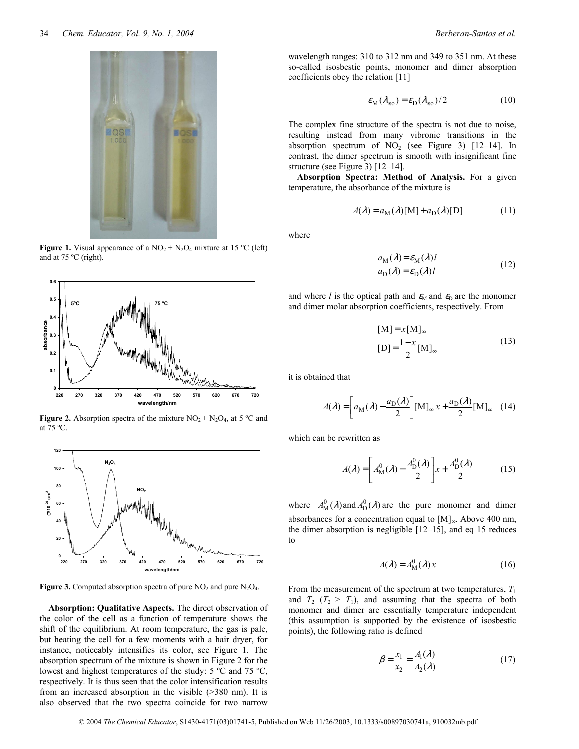Figure 1. Visual appearance of a $NO_2 + N_2O_4$ mixture at 15 ºC (left) and at 75 ºC (right).

Figure 2. Absorption spectra of the mixture $NO_2 + N_2O_4$, at 5 ºC and at 75 ºC.

Figure 3. Computed absorption spectra of pure $NO_2$ and pure $N_2O_4$.

**Absorption: Qualitative Aspects.** The direct observation of the color of the cell as a function of temperature shows the shift of the equilibrium. At room temperature, the gas is pale, but heating the cell for a few moments with a hair dryer, for instance, noticeably intensifies its color, see Figure 1. The absorption spectrum of the mixture is shown in Figure 2 for the lowest and highest temperatures of the study: 5 ºC and 75 ºC, respectively. It is thus seen that the color intensification results from an increased absorption in the visible (>380 nm). It is also observed that the two spectra coincide for two narrow wavelength ranges: 310 to 312 nm and 349 to 351 nm. At these so-called isosbestic points, monomer and dimer absorption coefficients obey the relation [11]

$$\varepsilon_{\mathrm{M}}(\lambda_{\mathrm{iso}}) = \varepsilon_{\mathrm{D}}(\lambda_{\mathrm{iso}})/2 \tag{10}$$

The complex fine structure of the spectra is not due to noise, resulting instead from many vibronic transitions in the absorption spectrum of $NO_2$ (see Figure 3) [12–14]. In contrast, the dimer spectrum is smooth with insignificant fine structure (see Figure 3) [12–14].

**Absorption Spectra: Method of Analysis.** For a given temperature, the absorbance of the mixture is

$$A(\lambda) = a_{\mathrm{M}}(\lambda)[\mathrm{M}] + a_{\mathrm{D}}(\lambda)[\mathrm{D}] \tag{11}$$

where

$$\begin{aligned} a_{\mathrm{M}}(\lambda) &= \varepsilon_{\mathrm{M}}(\lambda)\,l \\ a_{\mathrm{D}}(\lambda) &= \varepsilon_{\mathrm{D}}(\lambda)\,l \end{aligned} \tag{12}$$

and where $l$ is the optical path and $\varepsilon_{\mathrm{M}}$ and $\varepsilon_{\mathrm{D}}$ are the monomer and dimer molar absorption coefficients, respectively. From

$$\begin{aligned} [\mathrm{M}] &= x[\mathrm{M}]_\infty \\ [\mathrm{D}] &= \frac{1-x}{2}[\mathrm{M}]_\infty \end{aligned} \tag{13}$$

it is obtained that

$$A(\lambda) = \left[a_{\mathrm{M}}(\lambda) - \frac{a_{\mathrm{D}}(\lambda)}{2}\right][\mathrm{M}]_\infty\, x + \frac{a_{\mathrm{D}}(\lambda)}{2}[\mathrm{M}]_\infty \tag{14}$$

which can be rewritten as

$$A(\lambda) = \left[A_{\mathrm{M}}^{0}(\lambda) - \frac{A_{\mathrm{D}}^{0}(\lambda)}{2}\right]x + \frac{A_{\mathrm{D}}^{0}(\lambda)}{2} \tag{15}$$

where $A_{\mathrm{M}}^{0}(\lambda)$ and $A_{\mathrm{D}}^{0}(\lambda)$ are the pure monomer and dimer absorbances for a concentration equal to $[\mathrm{M}]_\infty$. Above 400 nm, the dimer absorption is negligible [12–15], and eq 15 reduces to

$$A(\lambda) = A_{\mathrm{M}}^{0}(\lambda)\,x \tag{16}$$

From the measurement of the spectrum at two temperatures, $T_1$ and $T_2$ ($T_2 > T_1$), and assuming that the spectra of both monomer and dimer are essentially temperature independent (this assumption is supported by the existence of isosbestic points), the following ratio is defined

$$\beta = \frac{x_1}{x_2} = \frac{A_1(\lambda)}{A_2(\lambda)} \tag{17}$$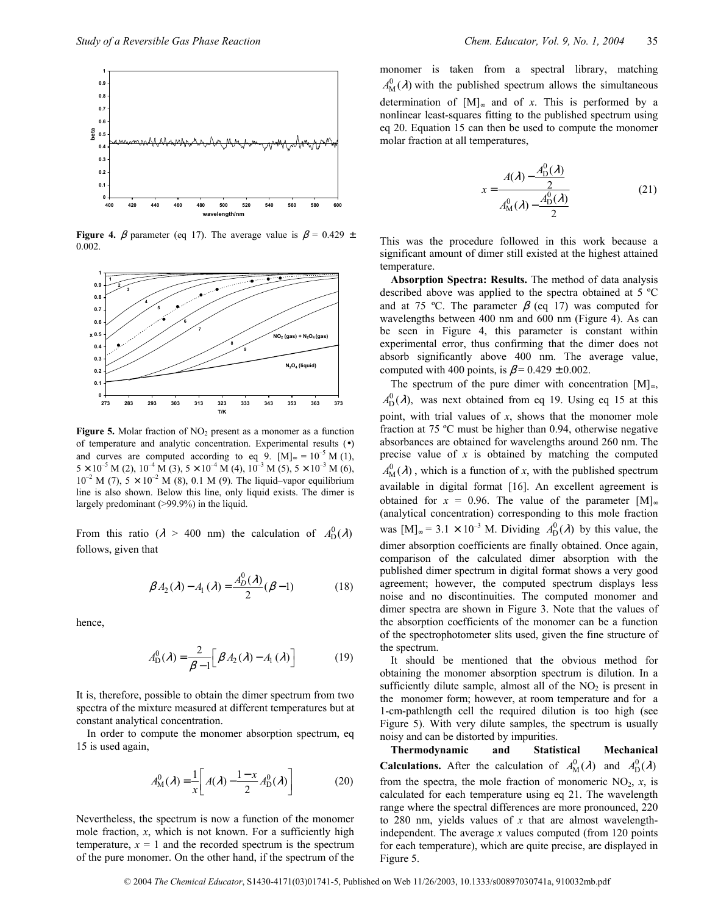**Figure 4.** $\beta$ parameter (eq 17). The average value is $\beta$ = 0.429 ± 0.002.

**Figure 5.** Molar fraction of $NO_2$ present as a monomer as a function of temperature and analytic concentration. Experimental results (•) and curves are computed according to eq 9. $[M]_\infty = 10^{-5}$ M (1), $5 \times 10^{-5}$ M (2), $10^{-4}$ M (3), $5 \times 10^{-4}$ M (4), $10^{-3}$ M (5), $5 \times 10^{-3}$ M (6), $10^{-2}$ M (7), $5 \times 10^{-2}$ M (8), 0.1 M (9). The liquid–vapor equilibrium line is also shown. Below this line, only liquid exists. The dimer is largely predominant (>99.9%) in the liquid.

From this ratio ($\lambda$ > 400 nm) the calculation of $A_D^0(\lambda)$ follows, given that

$$\beta A_2(\lambda) - A_1(\lambda) = \frac{A_D^0(\lambda)}{2}(\beta - 1) \tag{18}$$

hence,

$$A_D^0(\lambda) = \frac{2}{\beta - 1}\left[\beta A_2(\lambda) - A_1(\lambda)\right] \tag{19}$$

It is, therefore, possible to obtain the dimer spectrum from two spectra of the mixture measured at different temperatures but at constant analytical concentration.

In order to compute the monomer absorption spectrum, eq 15 is used again,

$$A_M^0(\lambda) = \frac{1}{x}\left[A(\lambda) - \frac{1-x}{2}A_D^0(\lambda)\right] \tag{20}$$

Nevertheless, the spectrum is now a function of the monomer mole fraction, $x$, which is not known. For a sufficiently high temperature, $x$ = 1 and the recorded spectrum is the spectrum of the pure monomer. On the other hand, if the spectrum of the monomer is taken from a spectral library, matching $A_M^0(\lambda)$ with the published spectrum allows the simultaneous determination of $[M]_\infty$ and of $x$. This is performed by a nonlinear least-squares fitting to the published spectrum using eq 20. Equation 15 can then be used to compute the monomer molar fraction at all temperatures,

$$x = \frac{A(\lambda) - \dfrac{A_D^0(\lambda)}{2}}{A_M^0(\lambda) - \dfrac{A_D^0(\lambda)}{2}} \tag{21}$$

This was the procedure followed in this work because a significant amount of dimer still existed at the highest attained temperature.

**Absorption Spectra: Results.** The method of data analysis described above was applied to the spectra obtained at 5 ºC and at 75 ºC. The parameter $\beta$ (eq 17) was computed for wavelengths between 400 nm and 600 nm (Figure 4). As can be seen in Figure 4, this parameter is constant within experimental error, thus confirming that the dimer does not absorb significantly above 400 nm. The average value, computed with 400 points, is $\beta$ = 0.429 ± 0.002.

The spectrum of the pure dimer with concentration $[M]_\infty$, $A_D^0(\lambda)$, was next obtained from eq 19. Using eq 15 at this point, with trial values of $x$, shows that the monomer mole fraction at 75 ºC must be higher than 0.94, otherwise negative absorbances are obtained for wavelengths around 260 nm. The precise value of $x$ is obtained by matching the computed $A_M^0(\lambda)$, which is a function of $x$, with the published spectrum available in digital format [16]. An excellent agreement is obtained for $x$ = 0.96. The value of the parameter $[M]_\infty$ (analytical concentration) corresponding to this mole fraction was $[M]_\infty = 3.1 \times 10^{-3}$ M. Dividing $A_D^0(\lambda)$ by this value, the dimer absorption coefficients are finally obtained. Once again, comparison of the calculated dimer absorption with the published dimer spectrum in digital format shows a very good agreement; however, the computed spectrum displays less noise and no discontinuities. The computed monomer and dimer spectra are shown in Figure 3. Note that the values of the absorption coefficients of the monomer can be a function of the spectrophotometer slits used, given the fine structure of the spectrum.

It should be mentioned that the obvious method for obtaining the monomer absorption spectrum is dilution. In a sufficiently dilute sample, almost all of the $NO_2$ is present in the monomer form; however, at room temperature and for a 1-cm-pathlength cell the required dilution is too high (see Figure 5). With very dilute samples, the spectrum is usually noisy and can be distorted by impurities.

**Thermodynamic and Statistical Mechanical Calculations.** After the calculation of $A_M^0(\lambda)$ and $A_D^0(\lambda)$ from the spectra, the mole fraction of monomeric $NO_2$, $x$, is calculated for each temperature using eq 21. The wavelength range where the spectral differences are more pronounced, 220 to 280 nm, yields values of $x$ that are almost wavelength-independent. The average $x$ values computed (from 120 points for each temperature), which are quite precise, are displayed in Figure 5.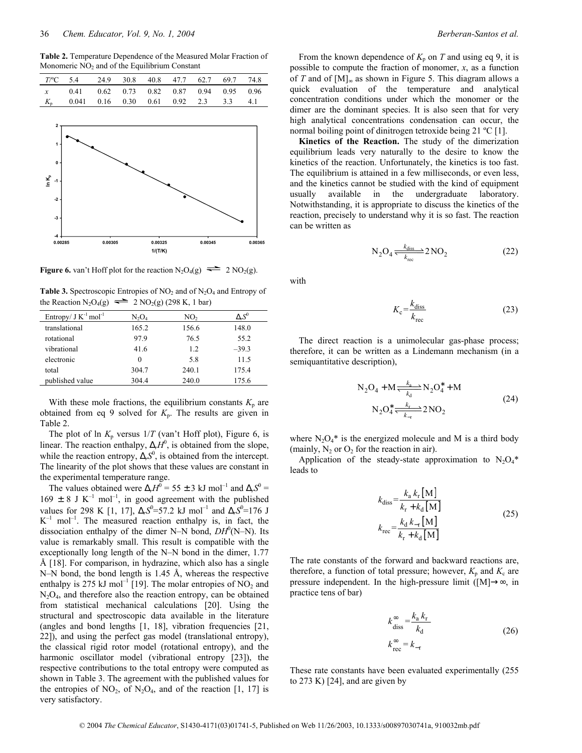**Table 2.** Temperature Dependence of the Measured Molar Fraction of Monomeric $NO_2$ and of the Equilibrium Constant

| $T$/ºC | 5.4 | 24.9 | 30.8 | 40.8 | 47.7 | 62.7 | 69.7 | 74.8 |
|---|---|---|---|---|---|---|---|---|
| $x$ | 0.41 | 0.62 | 0.73 | 0.82 | 0.87 | 0.94 | 0.95 | 0.96 |
| $K_p$ | 0.041 | 0.16 | 0.30 | 0.61 | 0.92 | 2.3 | 3.3 | 4.1 |

**Figure 6.** van't Hoff plot for the reaction $N_2O_4(g) \rightleftharpoons 2\ NO_2(g)$.

**Table 3.** Spectroscopic Entropies of $NO_2$ and of $N_2O_4$ and Entropy of the Reaction $N_2O_4(g) \rightleftharpoons 2\ NO_2(g)$ (298 K, 1 bar)

| Entropy/ J K$^{-1}$ mol$^{-1}$ | $N_2O_4$ | $NO_2$ | $\Delta_r S^0$ |
|---|---|---|---|
| translational | 165.2 | 156.6 | 148.0 |
| rotational | 97.9 | 76.5 | 55.2 |
| vibrational | 41.6 | 1.2 | –39.3 |
| electronic | 0 | 5.8 | 11.5 |
| total | 304.7 | 240.1 | 175.4 |
| published value | 304.4 | 240.0 | 175.6 |

With these mole fractions, the equilibrium constants $K_p$ are obtained from eq 9 solved for $K_p$. The results are given in Table 2.

The plot of ln $K_p$ versus $1/T$ (van't Hoff plot), Figure 6, is linear. The reaction enthalpy, $\Delta_r H^0$, is obtained from the slope, while the reaction entropy, $\Delta_r S^0$, is obtained from the intercept. The linearity of the plot shows that these values are constant in the experimental temperature range.

The values obtained were $\Delta_r H^0 = 55 \pm 3$ kJ mol$^{-1}$ and $\Delta_r S^0 = 169 \pm 8$ J K$^{-1}$ mol$^{-1}$, in good agreement with the published values for 298 K [1, 17], $\Delta_r S^0$=57.2 kJ mol$^{-1}$ and $\Delta_r S^0$=176 J K$^{-1}$ mol$^{-1}$. The measured reaction enthalpy is, in fact, the dissociation enthalpy of the dimer N–N bond, $DH^0$(N–N). Its value is remarkably small. This result is compatible with the exceptionally long length of the N–N bond in the dimer, 1.77 Å [18]. For comparison, in hydrazine, which also has a single N–N bond, the bond length is 1.45 Å, whereas the respective enthalpy is 275 kJ mol$^{-1}$ [19]. The molar entropies of $NO_2$ and $N_2O_4$, and therefore also the reaction entropy, can be obtained from statistical mechanical calculations [20]. Using the structural and spectroscopic data available in the literature (angles and bond lengths [1, 18], vibration frequencies [21, 22]), and using the perfect gas model (translational entropy), the classical rigid rotor model (rotational entropy), and the harmonic oscillator model (vibrational entropy [23]), the respective contributions to the total entropy were computed as shown in Table 3. The agreement with the published values for the entropies of $NO_2$, of $N_2O_4$, and of the reaction [1, 17] is very satisfactory.

From the known dependence of $K_p$ on $T$ and using eq 9, it is possible to compute the fraction of monomer, $x$, as a function of $T$ and of $[M]_\infty$ as shown in Figure 5. This diagram allows a quick evaluation of the temperature and analytical concentration conditions under which the monomer or the dimer are the dominant species. It is also seen that for very high analytical concentrations condensation can occur, the normal boiling point of dinitrogen tetroxide being 21 ºC [1].

**Kinetics of the Reaction.** The study of the dimerization equilibrium leads very naturally to the desire to know the kinetics of the reaction. Unfortunately, the kinetics is too fast. The equilibrium is attained in a few milliseconds, or even less, and the kinetics cannot be studied with the kind of equipment usually available in the undergraduate laboratory. Notwithstanding, it is appropriate to discuss the kinetics of the reaction, precisely to understand why it is so fast. The reaction can be written as

$$N_2O_4 \underset{k_{\text{rec}}}{\overset{k_{\text{diss}}}{\rightleftharpoons}} 2\,NO_2 \tag{22}$$

with

$$K_c = \frac{k_{\text{diss}}}{k_{\text{rec}}} \tag{23}$$

The direct reaction is a unimolecular gas-phase process; therefore, it can be written as a Lindemann mechanism (in a semiquantitative description),

$$\begin{aligned} N_2O_4 + M &\underset{k_d}{\overset{k_a}{\rightleftharpoons}} N_2O_4^* + M \\ N_2O_4^* &\underset{k_{-r}}{\overset{k_r}{\rightleftharpoons}} 2\,NO_2 \end{aligned} \tag{24}$$

where $N_2O_4$* is the energized molecule and M is a third body (mainly, $N_2$ or $O_2$ for the reaction in air).

Application of the steady-state approximation to $N_2O_4$* leads to

$$\begin{aligned} k_{\text{diss}} &= \frac{k_a k_r [M]}{k_r + k_d [M]} \\ k_{\text{rec}} &= \frac{k_d k_{-r} [M]}{k_r + k_d [M]} \end{aligned} \tag{25}$$

The rate constants of the forward and backward reactions are, therefore, a function of total pressure; however, $K_p$ and $K_c$ are pressure independent. In the high-pressure limit ($[M] \rightarrow \infty$, in practice tens of bar)

$$\begin{aligned} k_{\text{diss}}^{\infty} &= \frac{k_a k_r}{k_d} \\ k_{\text{rec}}^{\infty} &= k_{-r} \end{aligned} \tag{26}$$

These rate constants have been evaluated experimentally (255 to 273 K) [24], and are given by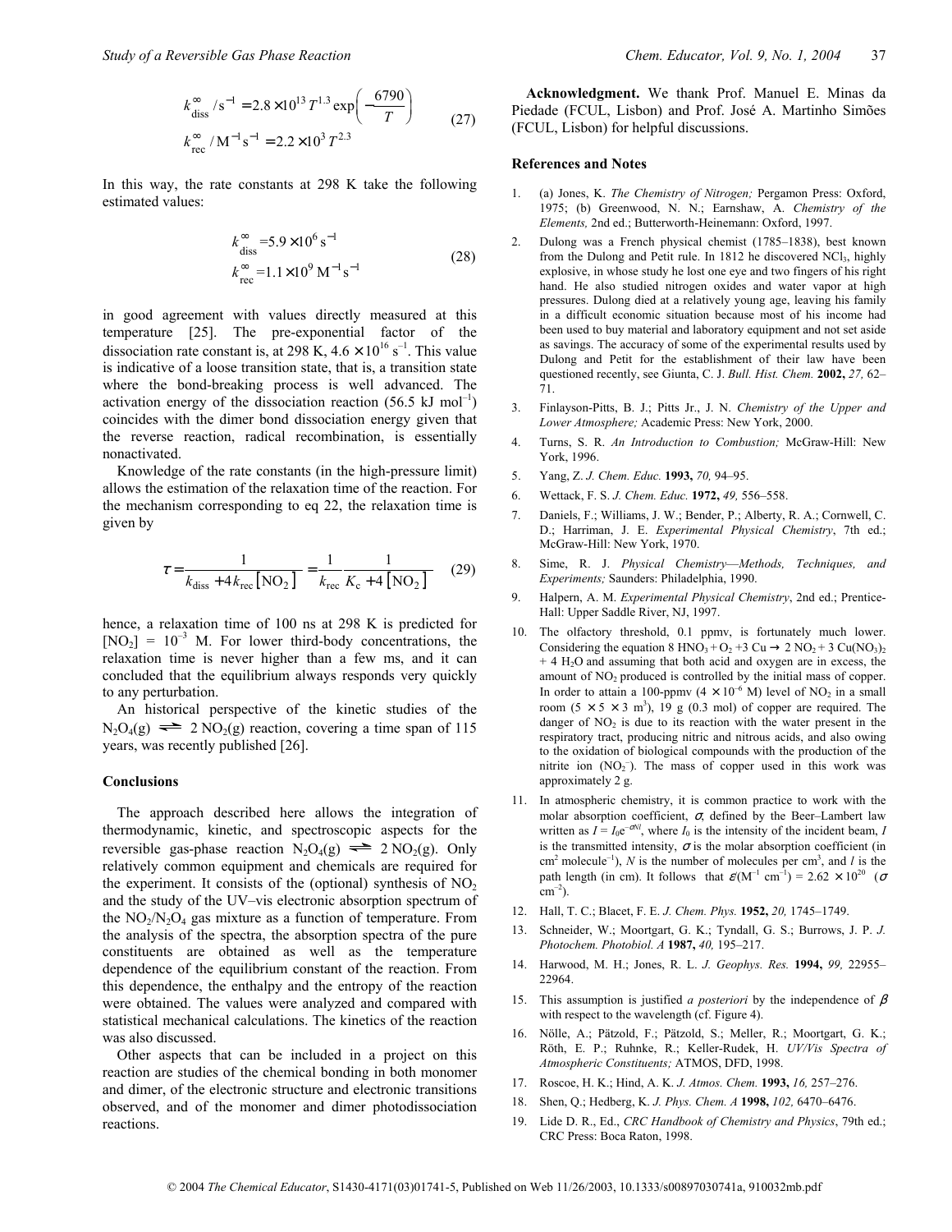$$k^{\infty}_{\text{diss}} / \text{s}^{-1} = 2.8 \times 10^{13} T^{1.3} \exp\left(-\frac{6790}{T}\right)$$
$$k^{\infty}_{\text{rec}} / \text{M}^{-1}\text{s}^{-1} = 2.2 \times 10^{3} T^{2.3} \qquad (27)$$

In this way, the rate constants at 298 K take the following estimated values:

$$k^{\infty}_{\text{diss}} = 5.9 \times 10^{6}\ \text{s}^{-1}$$
$$k^{\infty}_{\text{rec}} = 1.1 \times 10^{9}\ \text{M}^{-1}\text{s}^{-1} \qquad (28)$$

in good agreement with values directly measured at this temperature [25]. The pre-exponential factor of the dissociation rate constant is, at 298 K, $4.6 \times 10^{16}$ s$^{-1}$. This value is indicative of a loose transition state, that is, a transition state where the bond-breaking process is well advanced. The activation energy of the dissociation reaction (56.5 kJ mol$^{-1}$) coincides with the dimer bond dissociation energy given that the reverse reaction, radical recombination, is essentially nonactivated.

Knowledge of the rate constants (in the high-pressure limit) allows the estimation of the relaxation time of the reaction. For the mechanism corresponding to eq 22, the relaxation time is given by

$$\tau = \frac{1}{k_{\text{diss}} + 4k_{\text{rec}}[\text{NO}_2]} = \frac{1}{k_{\text{rec}}} \frac{1}{K_c + 4[\text{NO}_2]} \qquad (29)$$

hence, a relaxation time of 100 ns at 298 K is predicted for $[\text{NO}_2] = 10^{-3}$ M. For lower third-body concentrations, the relaxation time is never higher than a few ms, and it can concluded that the equilibrium always responds very quickly to any perturbation.

An historical perspective of the kinetic studies of the $N_2O_4(g) \rightleftharpoons 2\,NO_2(g)$ reaction, covering a time span of 115 years, was recently published [26].

## Conclusions

The approach described here allows the integration of thermodynamic, kinetic, and spectroscopic aspects for the reversible gas-phase reaction $N_2O_4(g) \rightleftharpoons 2\,NO_2(g)$. Only relatively common equipment and chemicals are required for the experiment. It consists of the (optional) synthesis of $NO_2$ and the study of the UV–vis electronic absorption spectrum of the $NO_2/N_2O_4$ gas mixture as a function of temperature. From the analysis of the spectra, the absorption spectra of the pure constituents are obtained as well as the temperature dependence of the equilibrium constant of the reaction. From this dependence, the enthalpy and the entropy of the reaction were obtained. The values were analyzed and compared with statistical mechanical calculations. The kinetics of the reaction was also discussed.

Other aspects that can be included in a project on this reaction are studies of the chemical bonding in both monomer and dimer, of the electronic structure and electronic transitions observed, and of the monomer and dimer photodissociation reactions.

**Acknowledgment.** We thank Prof. Manuel E. Minas da Piedade (FCUL, Lisbon) and Prof. José A. Martinho Simões (FCUL, Lisbon) for helpful discussions.

## References and Notes

1. (a) Jones, K. *The Chemistry of Nitrogen;* Pergamon Press: Oxford, 1975; (b) Greenwood, N. N.; Earnshaw, A. *Chemistry of the Elements,* 2nd ed.; Butterworth-Heinemann: Oxford, 1997.
2. Dulong was a French physical chemist (1785–1838), best known from the Dulong and Petit rule. In 1812 he discovered $NCl_3$, highly explosive, in whose study he lost one eye and two fingers of his right hand. He also studied nitrogen oxides and water vapor at high pressures. Dulong died at a relatively young age, leaving his family in a difficult economic situation because most of his income had been used to buy material and laboratory equipment and not set aside as savings. The accuracy of some of the experimental results used by Dulong and Petit for the establishment of their law have been questioned recently, see Giunta, C. J. *Bull. Hist. Chem.* **2002,** *27,* 62–71.
3. Finlayson-Pitts, B. J.; Pitts Jr., J. N. *Chemistry of the Upper and Lower Atmosphere;* Academic Press: New York, 2000.
4. Turns, S. R. *An Introduction to Combustion;* McGraw-Hill: New York, 1996.
5. Yang, Z. *J. Chem. Educ.* **1993,** *70,* 94–95.
6. Wettack, F. S. *J. Chem. Educ.* **1972,** *49,* 556–558.
7. Daniels, F.; Williams, J. W.; Bender, P.; Alberty, R. A.; Cornwell, C. D.; Harriman, J. E. *Experimental Physical Chemistry*, 7th ed.; McGraw-Hill: New York, 1970.
8. Sime, R. J. *Physical Chemistry—Methods, Techniques, and Experiments;* Saunders: Philadelphia, 1990.
9. Halpern, A. M. *Experimental Physical Chemistry*, 2nd ed.; Prentice-Hall: Upper Saddle River, NJ, 1997.
10. The olfactory threshold, 0.1 ppmv, is fortunately much lower. Considering the equation $8\,HNO_3 + O_2 + 3\,Cu \rightarrow 2\,NO_2 + 3\,Cu(NO_3)_2 + 4\,H_2O$ and assuming that both acid and oxygen are in excess, the amount of $NO_2$ produced is controlled by the initial mass of copper. In order to attain a 100-ppmv ($4 \times 10^{-6}$ M) level of $NO_2$ in a small room ($5 \times 5 \times 3$ m$^3$), 19 g (0.3 mol) of copper are required. The danger of $NO_2$ is due to its reaction with the water present in the respiratory tract, producing nitric and nitrous acids, and also owing to the oxidation of biological compounds with the production of the nitrite ion ($NO_2^-$). The mass of copper used in this work was approximately 2 g.
11. In atmospheric chemistry, it is common practice to work with the molar absorption coefficient, $\sigma$, defined by the Beer–Lambert law written as $I = I_0 e^{-\sigma N l}$, where $I_0$ is the intensity of the incident beam, $I$ is the transmitted intensity, $\sigma$ is the molar absorption coefficient (in cm$^2$ molecule$^{-1}$), $N$ is the number of molecules per cm$^3$, and $l$ is the path length (in cm). It follows that $\varepsilon(\text{M}^{-1}\ \text{cm}^{-1}) = 2.62 \times 10^{20}$ ($\sigma$ cm$^{-2}$).
12. Hall, T. C.; Blacet, F. E. *J. Chem. Phys.* **1952,** *20,* 1745–1749.
13. Schneider, W.; Moortgart, G. K.; Tyndall, G. S.; Burrows, J. P. *J. Photochem. Photobiol. A* **1987,** *40,* 195–217.
14. Harwood, M. H.; Jones, R. L. *J. Geophys. Res.* **1994,** *99,* 22955–22964.
15. This assumption is justified *a posteriori* by the independence of $\beta$ with respect to the wavelength (cf. Figure 4).
16. Nölle, A.; Pätzold, F.; Pätzold, S.; Meller, R.; Moortgart, G. K.; Röth, E. P.; Ruhnke, R.; Keller-Rudek, H. *UV/Vis Spectra of Atmospheric Constituents;* ATMOS, DFD, 1998.
17. Roscoe, H. K.; Hind, A. K. *J. Atmos. Chem.* **1993,** *16,* 257–276.
18. Shen, Q.; Hedberg, K. *J. Phys. Chem. A* **1998,** *102,* 6470–6476.
19. Lide D. R., Ed., *CRC Handbook of Chemistry and Physics*, 79th ed.; CRC Press: Boca Raton, 1998.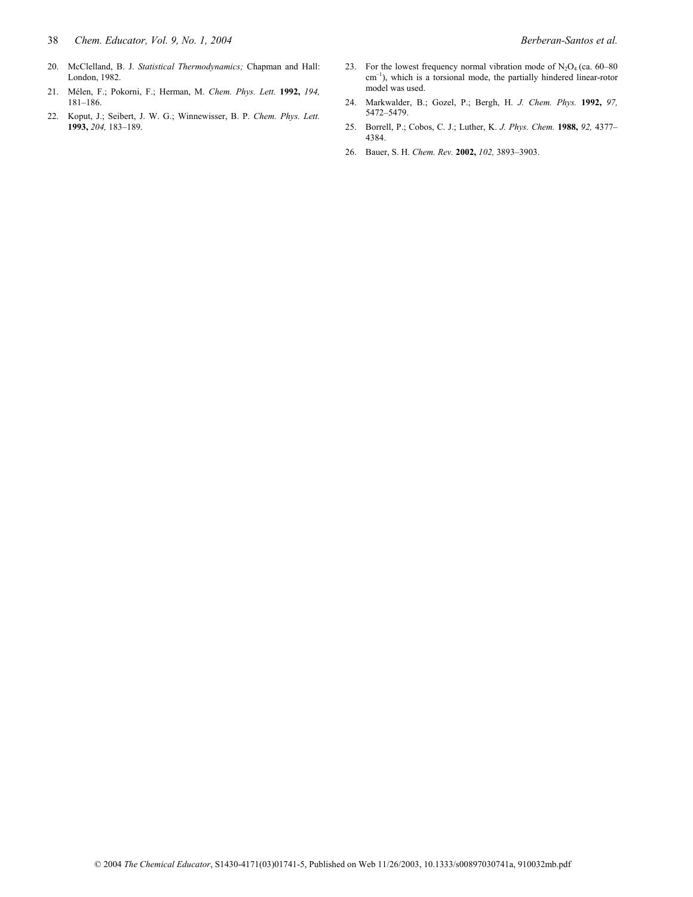20. McClelland, B. J. *Statistical Thermodynamics;* Chapman and Hall: London, 1982.

21. Mélen, F.; Pokorni, F.; Herman, M. *Chem. Phys. Lett.* **1992,** *194,* 181–186.

22. Koput, J.; Seibert, J. W. G.; Winnewisser, B. P. *Chem. Phys. Lett.* **1993,** *204,* 183–189.

23. For the lowest frequency normal vibration mode of $N_2O_4$ (ca. 60–80 $cm^{-1}$), which is a torsional mode, the partially hindered linear-rotor model was used.

24. Markwalder, B.; Gozel, P.; Bergh, H. *J. Chem. Phys.* **1992,** *97,* 5472–5479.

25. Borrell, P.; Cobos, C. J.; Luther, K. *J. Phys. Chem.* **1988,** *92,* 4377–4384.

26. Bauer, S. H. *Chem. Rev.* **2002,** *102,* 3893–3903.